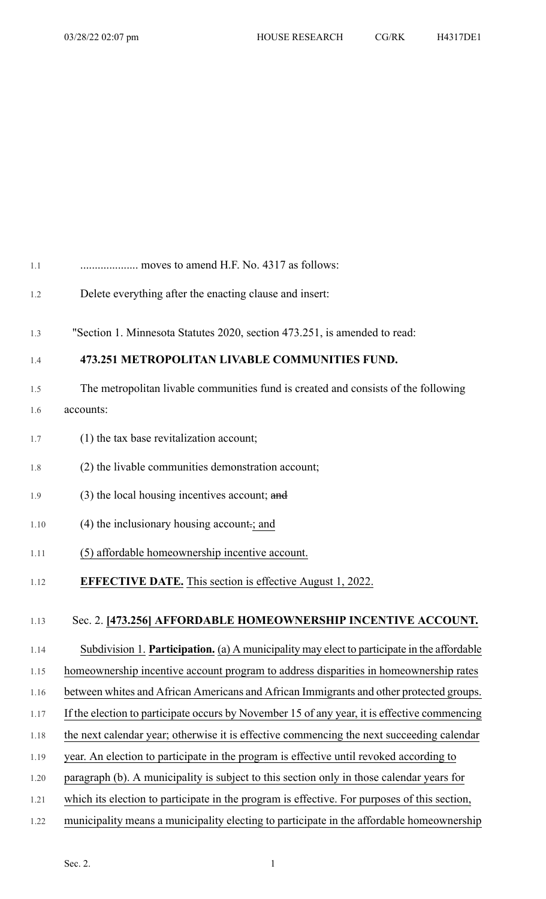.................... moves to amend H.F. No. 4317 as follows:

Delete everything after the enacting clause and insert:

"Section 1. Minnesota Statutes 2020, section 473.251, is amended to read:

**473.251 METROPOLITAN LIVABLE COMMUNITIES FUND.**

The metropolitan livable communities fund is created and consists of the following accounts:

(1) the tax base revitalization account;

(2) the livable communities demonstration account;

(3) the local housing incentives account; ~~and~~

(4) the inclusionary housing account~~.~~; and

(5) affordable homeownership incentive account.

**EFFECTIVE DATE.** This section is effective August 1, 2022.

Sec. 2. **[473.256] AFFORDABLE HOMEOWNERSHIP INCENTIVE ACCOUNT.**

Subdivision 1. **Participation.** (a) A municipality may elect to participate in the affordable homeownership incentive account program to address disparities in homeownership rates between whites and African Americans and African Immigrants and other protected groups. If the election to participate occurs by November 15 of any year, it is effective commencing the next calendar year; otherwise it is effective commencing the next succeeding calendar year. An election to participate in the program is effective until revoked according to paragraph (b). A municipality is subject to this section only in those calendar years for which its election to participate in the program is effective. For purposes of this section, municipality means a municipality electing to participate in the affordable homeownership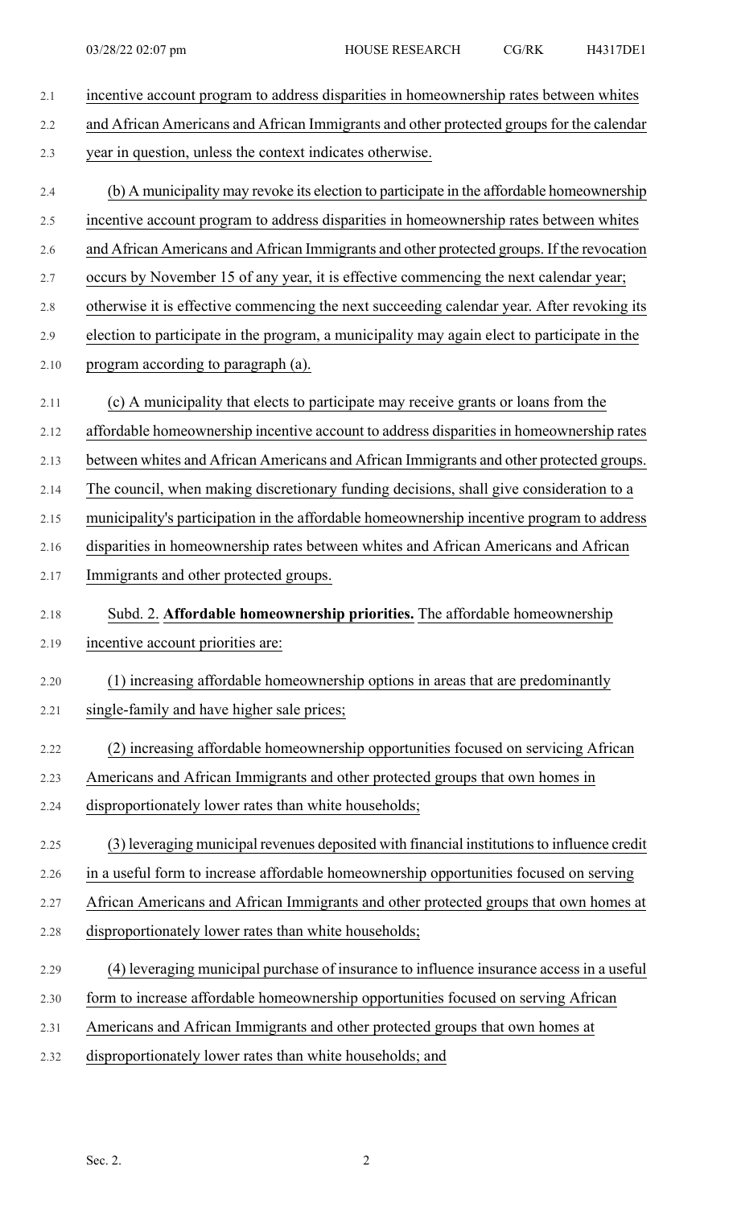incentive account program to address disparities in homeownership rates between whites and African Americans and African Immigrants and other protected groups for the calendar year in question, unless the context indicates otherwise.

(b) A municipality may revoke its election to participate in the affordable homeownership incentive account program to address disparities in homeownership rates between whites and African Americans and African Immigrants and other protected groups. If the revocation occurs by November 15 of any year, it is effective commencing the next calendar year; otherwise it is effective commencing the next succeeding calendar year. After revoking its election to participate in the program, a municipality may again elect to participate in the program according to paragraph (a).

(c) A municipality that elects to participate may receive grants or loans from the affordable homeownership incentive account to address disparities in homeownership rates between whites and African Americans and African Immigrants and other protected groups. The council, when making discretionary funding decisions, shall give consideration to a municipality's participation in the affordable homeownership incentive program to address disparities in homeownership rates between whites and African Americans and African Immigrants and other protected groups.

Subd. 2. **Affordable homeownership priorities.** The affordable homeownership incentive account priorities are:

(1) increasing affordable homeownership options in areas that are predominantly single-family and have higher sale prices;

(2) increasing affordable homeownership opportunities focused on servicing African Americans and African Immigrants and other protected groups that own homes in disproportionately lower rates than white households;

(3) leveraging municipal revenues deposited with financial institutions to influence credit in a useful form to increase affordable homeownership opportunities focused on serving African Americans and African Immigrants and other protected groups that own homes at disproportionately lower rates than white households;

(4) leveraging municipal purchase of insurance to influence insurance access in a useful form to increase affordable homeownership opportunities focused on serving African Americans and African Immigrants and other protected groups that own homes at disproportionately lower rates than white households; and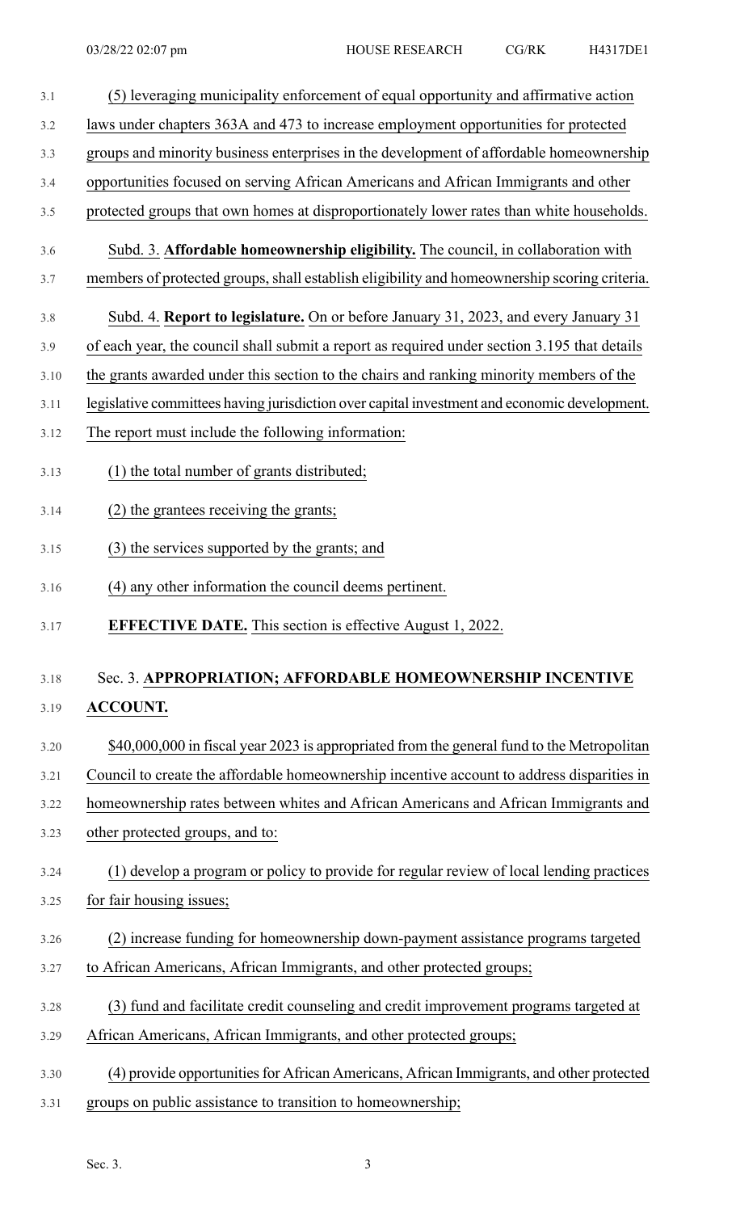(5) leveraging municipality enforcement of equal opportunity and affirmative action laws under chapters 363A and 473 to increase employment opportunities for protected groups and minority business enterprises in the development of affordable homeownership opportunities focused on serving African Americans and African Immigrants and other protected groups that own homes at disproportionately lower rates than white households.

Subd. 3. **Affordable homeownership eligibility.** The council, in collaboration with members of protected groups, shall establish eligibility and homeownership scoring criteria.

Subd. 4. **Report to legislature.** On or before January 31, 2023, and every January 31 of each year, the council shall submit a report as required under section 3.195 that details the grants awarded under this section to the chairs and ranking minority members of the legislative committees having jurisdiction over capital investment and economic development. The report must include the following information:

(1) the total number of grants distributed;

(2) the grantees receiving the grants;

(3) the services supported by the grants; and

(4) any other information the council deems pertinent.

**EFFECTIVE DATE.** This section is effective August 1, 2022.

Sec. 3. **APPROPRIATION; AFFORDABLE HOMEOWNERSHIP INCENTIVE ACCOUNT.**

$40,000,000 in fiscal year 2023 is appropriated from the general fund to the Metropolitan Council to create the affordable homeownership incentive account to address disparities in homeownership rates between whites and African Americans and African Immigrants and other protected groups, and to:

(1) develop a program or policy to provide for regular review of local lending practices for fair housing issues;

(2) increase funding for homeownership down-payment assistance programs targeted to African Americans, African Immigrants, and other protected groups;

(3) fund and facilitate credit counseling and credit improvement programs targeted at African Americans, African Immigrants, and other protected groups;

(4) provide opportunities for African Americans, African Immigrants, and other protected groups on public assistance to transition to homeownership;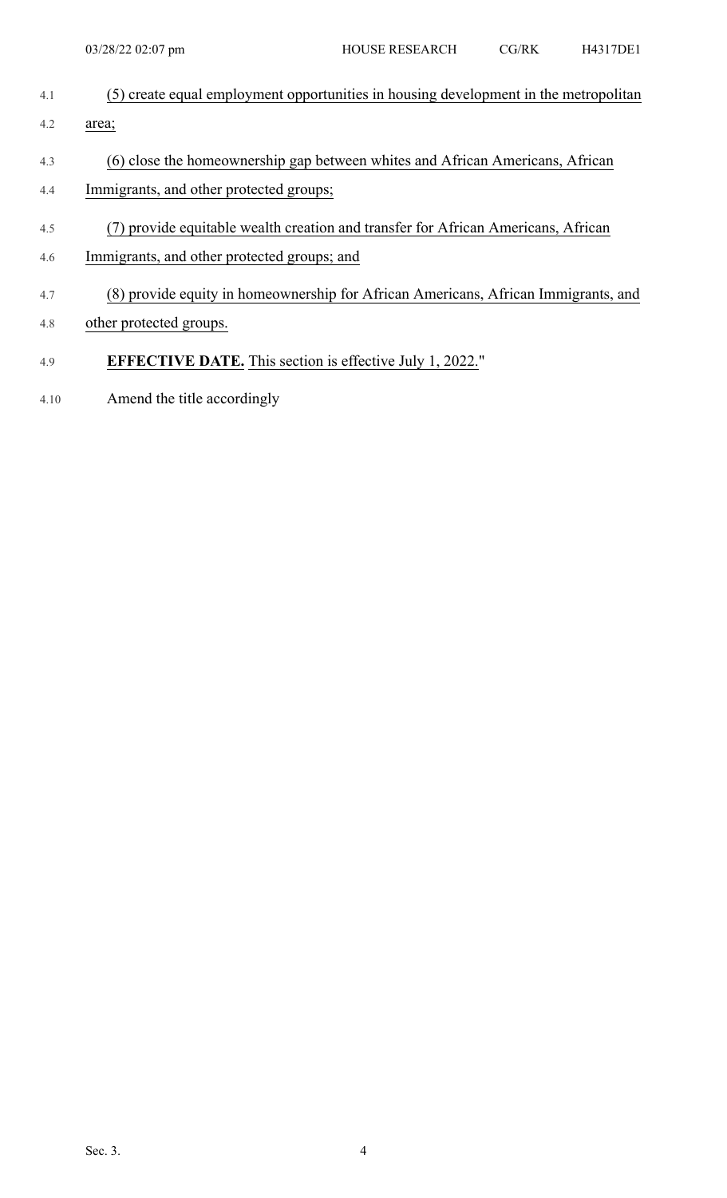(5) create equal employment opportunities in housing development in the metropolitan area;

(6) close the homeownership gap between whites and African Americans, African Immigrants, and other protected groups;

(7) provide equitable wealth creation and transfer for African Americans, African Immigrants, and other protected groups; and

(8) provide equity in homeownership for African Americans, African Immigrants, and other protected groups.

**EFFECTIVE DATE.** This section is effective July 1, 2022."

Amend the title accordingly